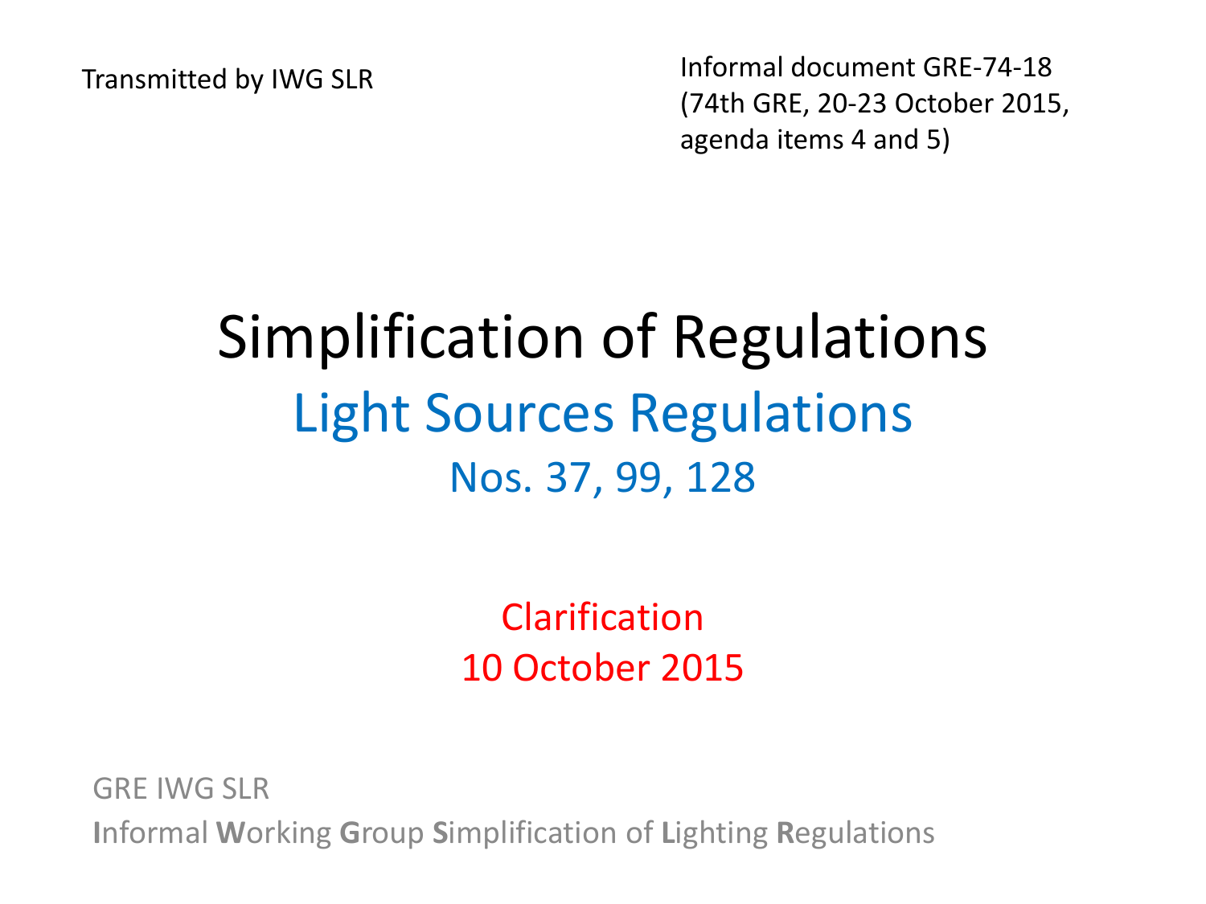Transmitted by IWG SLR

Informal document GRE-74-18
(74th GRE, 20-23 October 2015,
agenda items 4 and 5)

# Simplification of Regulations

## Light Sources Regulations

### Nos. 37, 99, 128

Clarification
10 October 2015

GRE IWG SLR

**I**nformal **W**orking **G**roup **S**implification of **L**ighting **R**egulations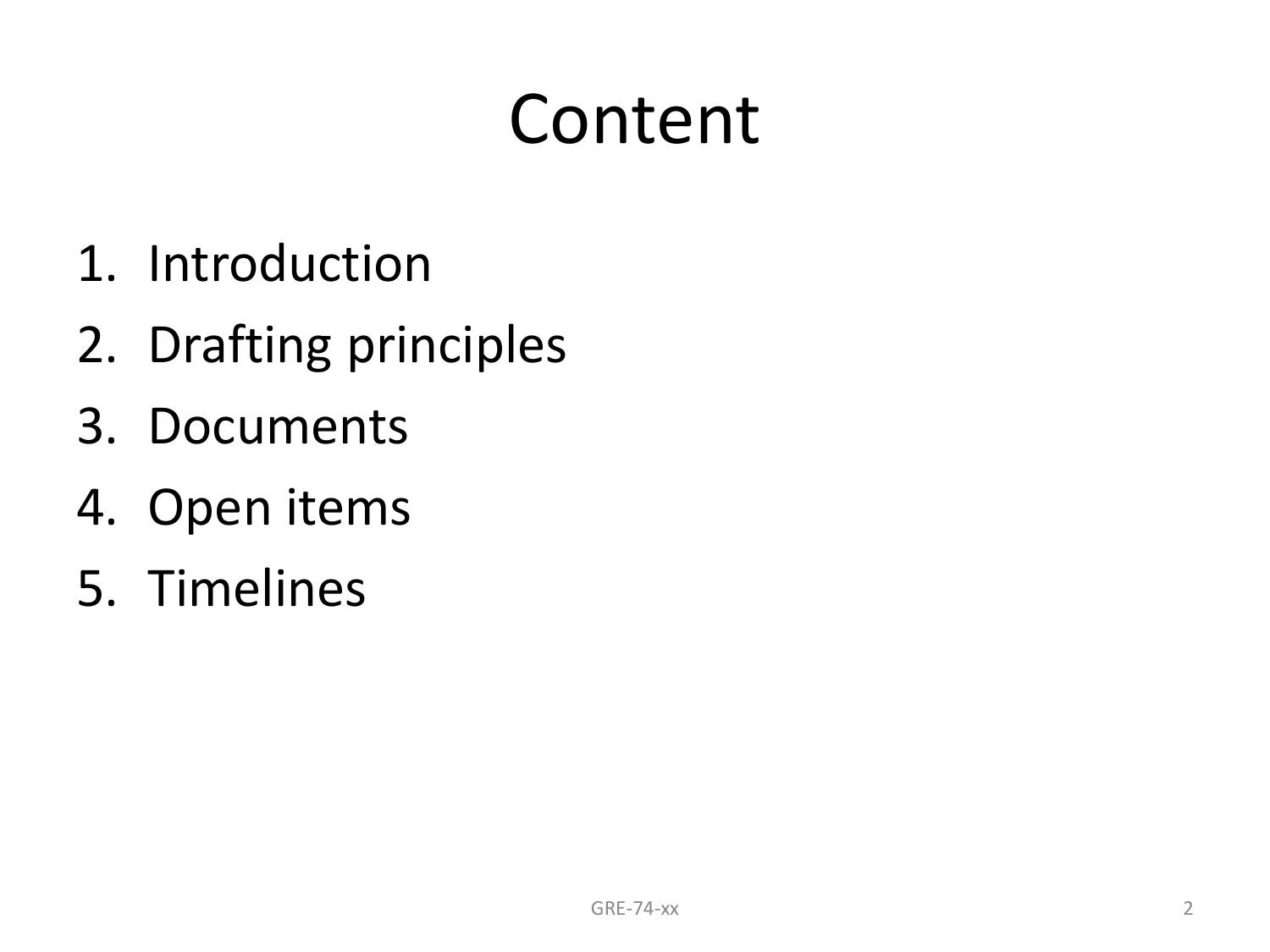# Content

1. Introduction
2. Drafting principles
3. Documents
4. Open items
5. Timelines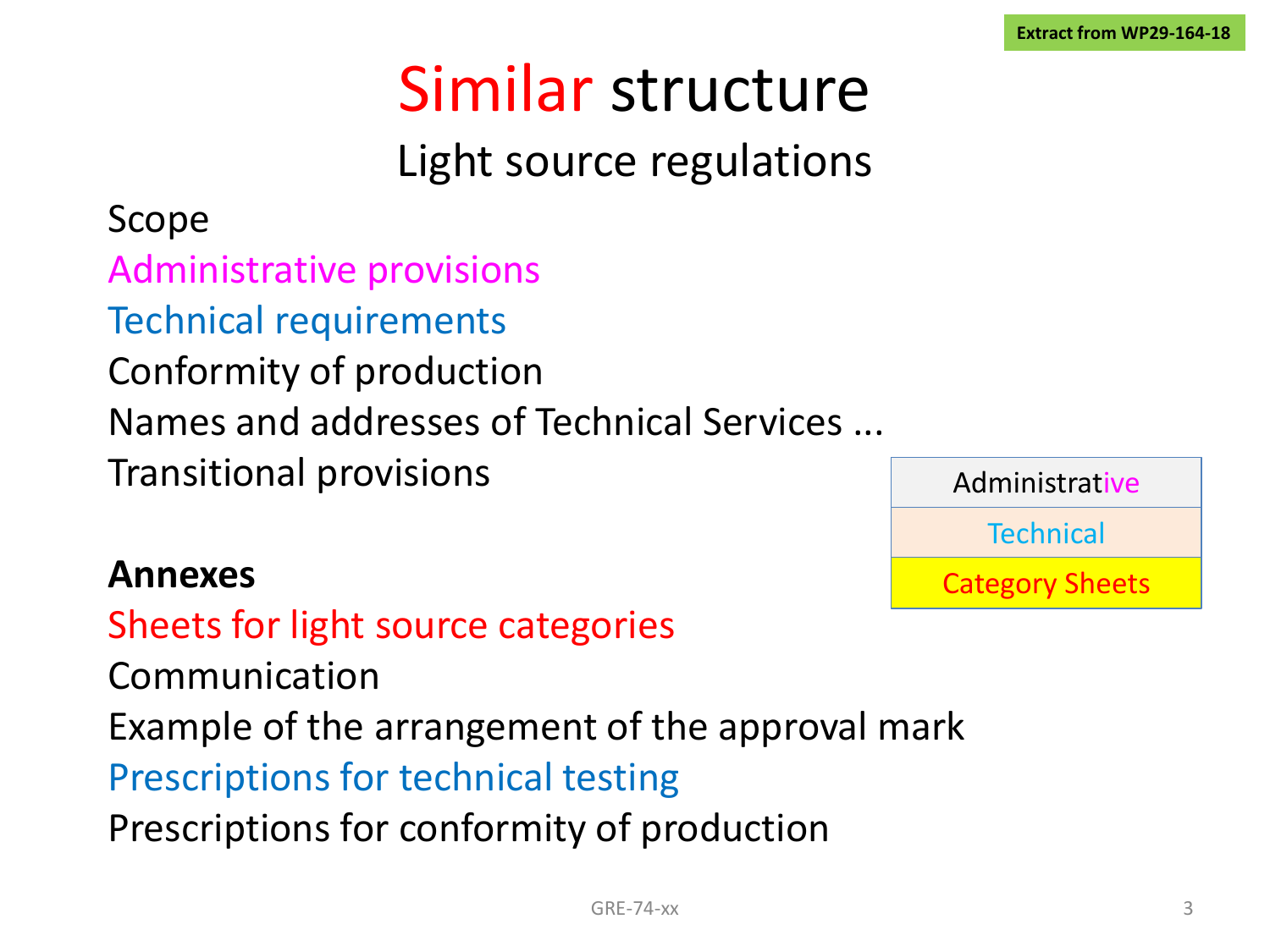Extract from WP29-164-18

# Similar structure

## Light source regulations

Scope

Administrative provisions

Technical requirements

Conformity of production

Names and addresses of Technical Services ...

Transitional provisions

**Annexes**

Sheets for light source categories

Communication

Example of the arrangement of the approval mark

Prescriptions for technical testing

Prescriptions for conformity of production

| Administrative |
|---|
| Technical |
| Category Sheets |

GRE-74-xx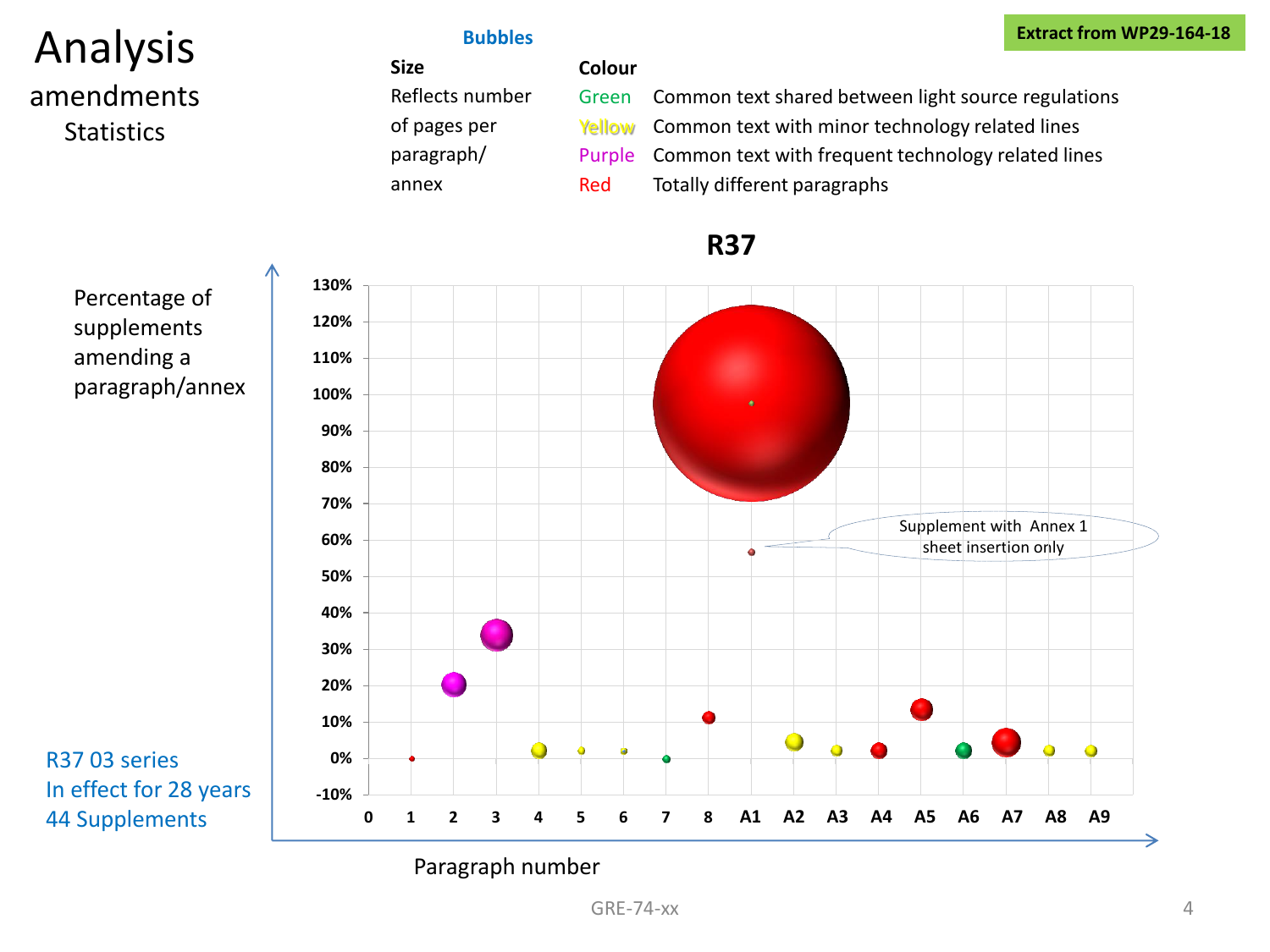# Analysis

## amendments

### Statistics

**Extract from WP29-164-18**

**Bubbles**

| Size | Colour | |
|---|---|---|
| Reflects number of pages per paragraph/ annex | Green | Common text shared between light source regulations |
| | Yellow | Common text with minor technology related lines |
| | Purple | Common text with frequent technology related lines |
| | Red | Totally different paragraphs |

**R37**

Percentage of supplements amending a paragraph/annex

130%, 120%, 110%, 100%, 90%, 80%, 70%, 60%, 50%, 40%, 30%, 20%, 10%, 0%, -10%

Supplement with Annex 1 sheet insertion only

0 1 2 3 4 5 6 7 8 A1 A2 A3 A4 A5 A6 A7 A8 A9

Paragraph number

R37 03 series
In effect for 28 years
44 Supplements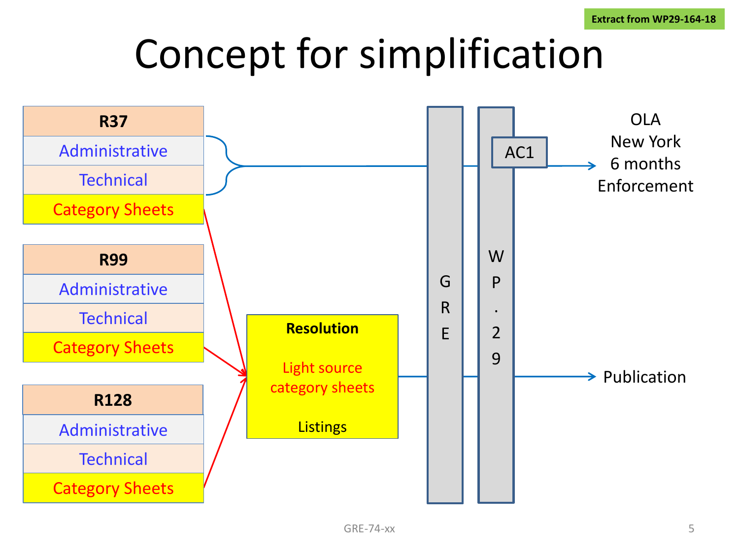Extract from WP29-164-18

# Concept for simplification

**R37**
- Administrative
- Technical
- Category Sheets

**R99**
- Administrative
- Technical
- Category Sheets

**R128**
- Administrative
- Technical
- Category Sheets

**Resolution**

Light source category sheets

Listings

GRE

WP.29

AC1

OLA
New York
6 months
Enforcement

Publication

GRE-74-xx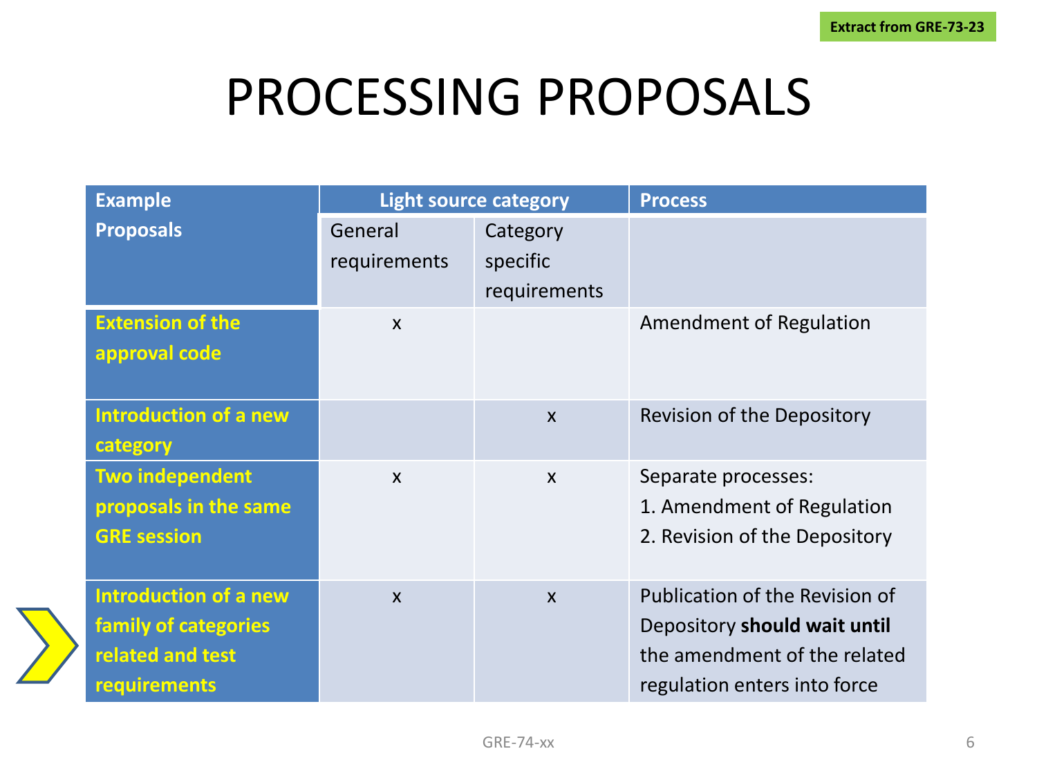Extract from GRE-73-23

# PROCESSING PROPOSALS

| Example Proposals | Light source category | | Process |
|---|---|---|---|
| | General requirements | Category specific requirements | |
| **Extension of the approval code** | x | | Amendment of Regulation |
| **Introduction of a new category** | | x | Revision of the Depository |
| **Two independent proposals in the same GRE session** | x | x | Separate processes:<br>1. Amendment of Regulation<br>2. Revision of the Depository |
| **Introduction of a new family of categories related and test requirements** | x | x | Publication of the Revision of Depository **should wait until** the amendment of the related regulation enters into force |

GRE-74-xx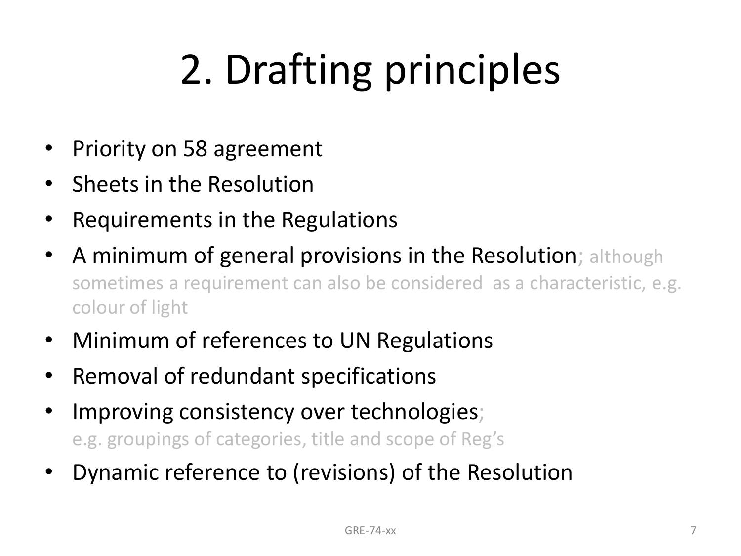# 2. Drafting principles

- Priority on 58 agreement
- Sheets in the Resolution
- Requirements in the Regulations
- A minimum of general provisions in the Resolution; although sometimes a requirement can also be considered as a characteristic, e.g. colour of light
- Minimum of references to UN Regulations
- Removal of redundant specifications
- Improving consistency over technologies; e.g. groupings of categories, title and scope of Reg's
- Dynamic reference to (revisions) of the Resolution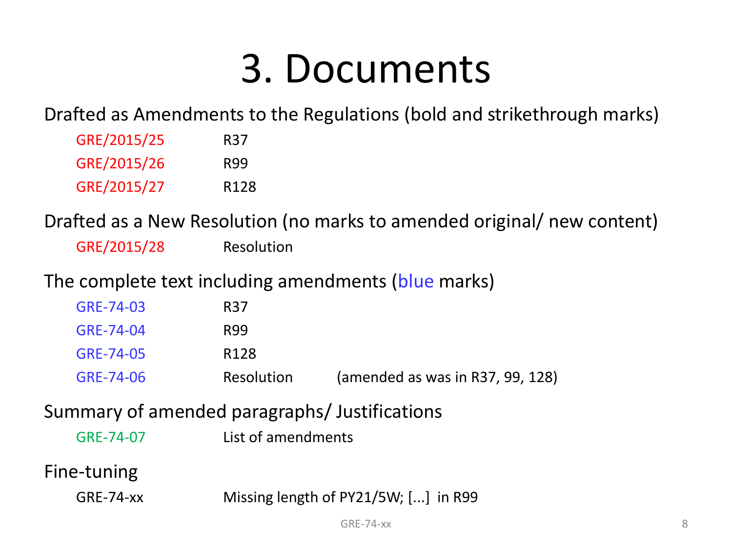# 3. Documents

Drafted as Amendments to the Regulations (bold and strikethrough marks)

| | |
|---|---|
| GRE/2015/25 | R37 |
| GRE/2015/26 | R99 |
| GRE/2015/27 | R128 |

Drafted as a New Resolution (no marks to amended original/ new content)

| | |
|---|---|
| GRE/2015/28 | Resolution |

The complete text including amendments (blue marks)

| | | |
|---|---|---|
| GRE-74-03 | R37 | |
| GRE-74-04 | R99 | |
| GRE-74-05 | R128 | |
| GRE-74-06 | Resolution | (amended as was in R37, 99, 128) |

Summary of amended paragraphs/ Justifications

| | |
|---|---|
| GRE-74-07 | List of amendments |

Fine-tuning

| | |
|---|---|
| GRE-74-xx | Missing length of PY21/5W; [...] in R99 |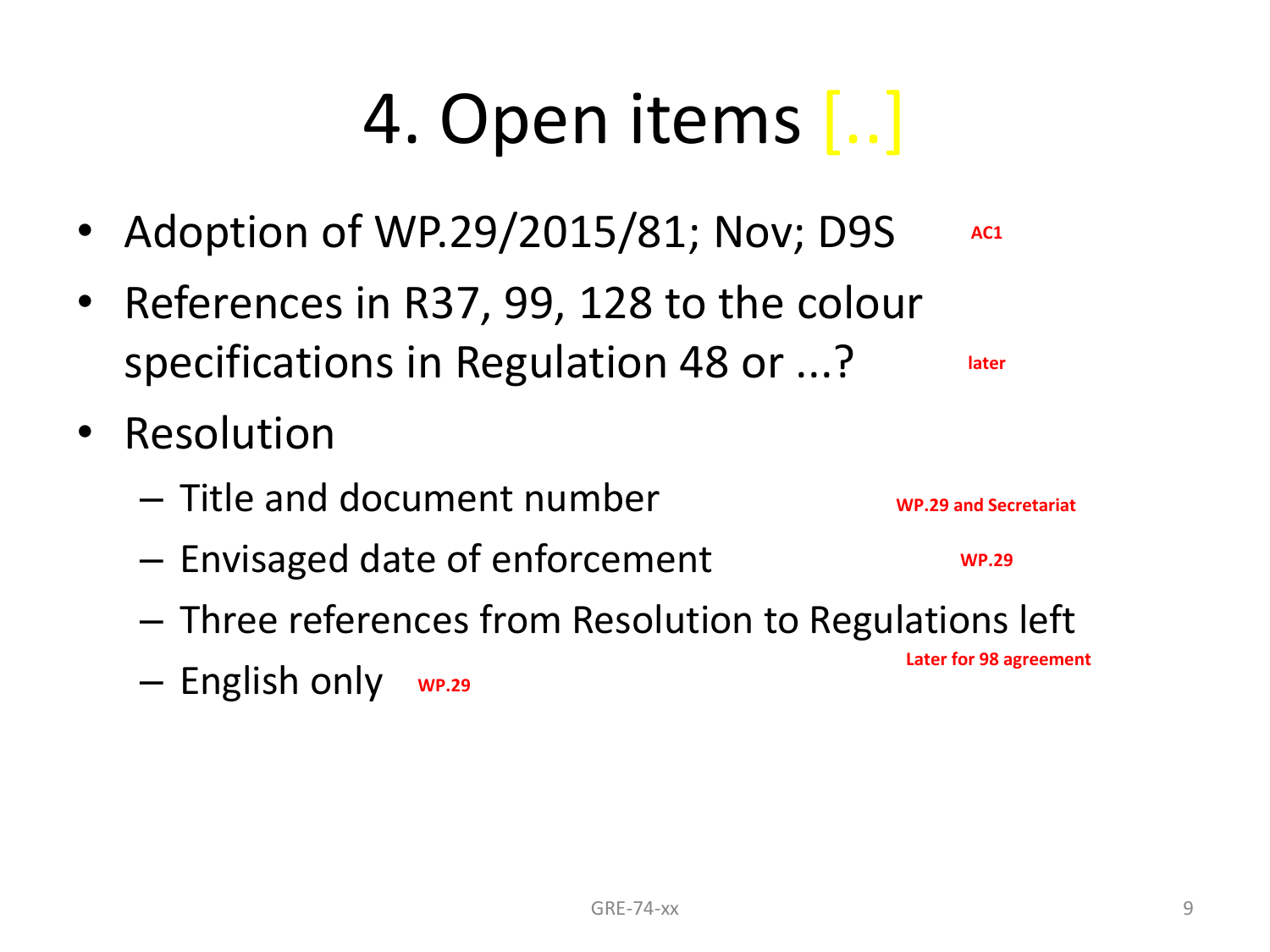# 4. Open items [..]

- Adoption of WP.29/2015/81; Nov; D9S — **AC1**
- References in R37, 99, 128 to the colour specifications in Regulation 48 or ...? — **later**
- Resolution
  - Title and document number — **WP.29 and Secretariat**
  - Envisaged date of enforcement — **WP.29**
  - Three references from Resolution to Regulations left — **Later for 98 agreement**
  - English only — **WP.29**

GRE-74-xx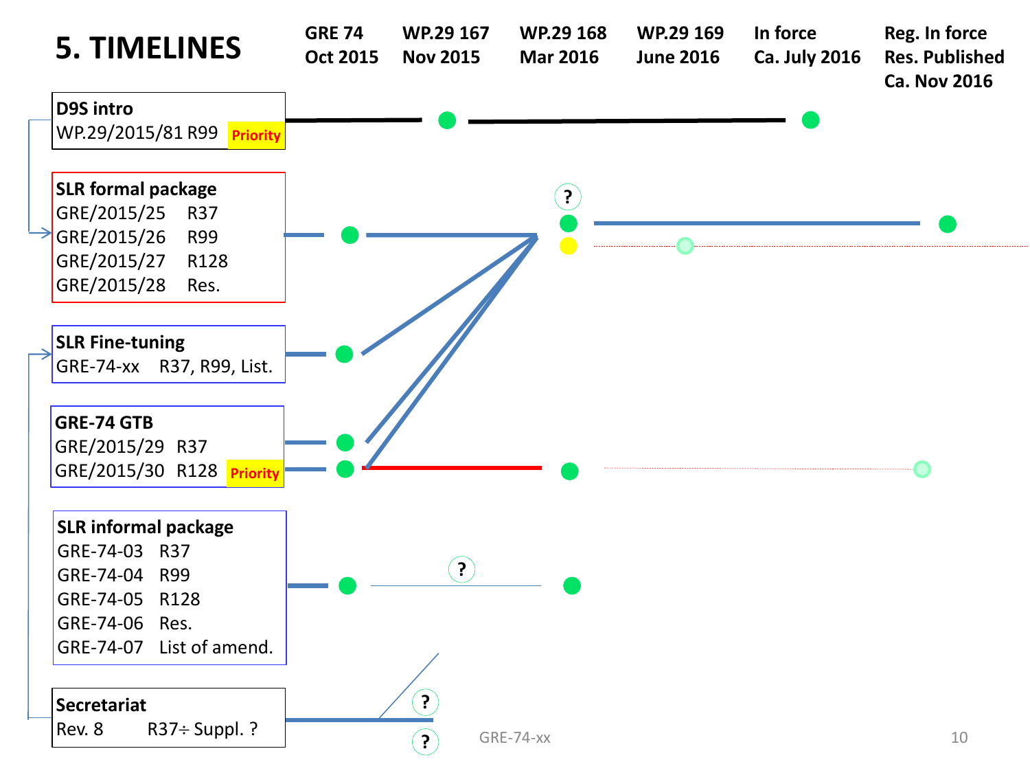# 5. TIMELINES

| | GRE 74 Oct 2015 | WP.29 167 Nov 2015 | WP.29 168 Mar 2016 | WP.29 169 June 2016 | In force Ca. July 2016 | Reg. In force Res. Published Ca. Nov 2016 |
|---|---|---|---|---|---|---|

**D9S intro**
WP.29/2015/81 R99 Priority

**SLR formal package**
GRE/2015/25 R37
GRE/2015/26 R99
GRE/2015/27 R128
GRE/2015/28 Res.

**SLR Fine-tuning**
GRE-74-xx R37, R99, List.

**GRE-74 GTB**
GRE/2015/29 R37
GRE/2015/30 R128 Priority

**SLR informal package**
GRE-74-03 R37
GRE-74-04 R99
GRE-74-05 R128
GRE-74-06 Res.
GRE-74-07 List of amend.

**Secretariat**
Rev. 8 R37÷ Suppl. ?

?

?

?

?

GRE-74-xx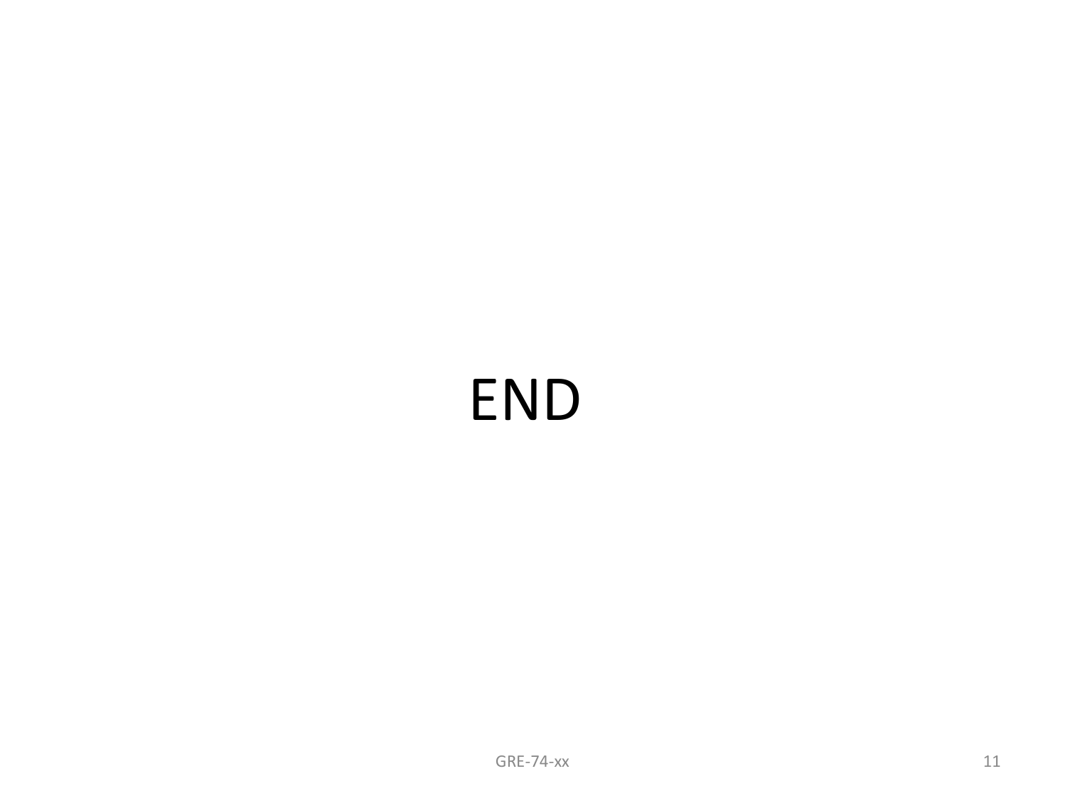END